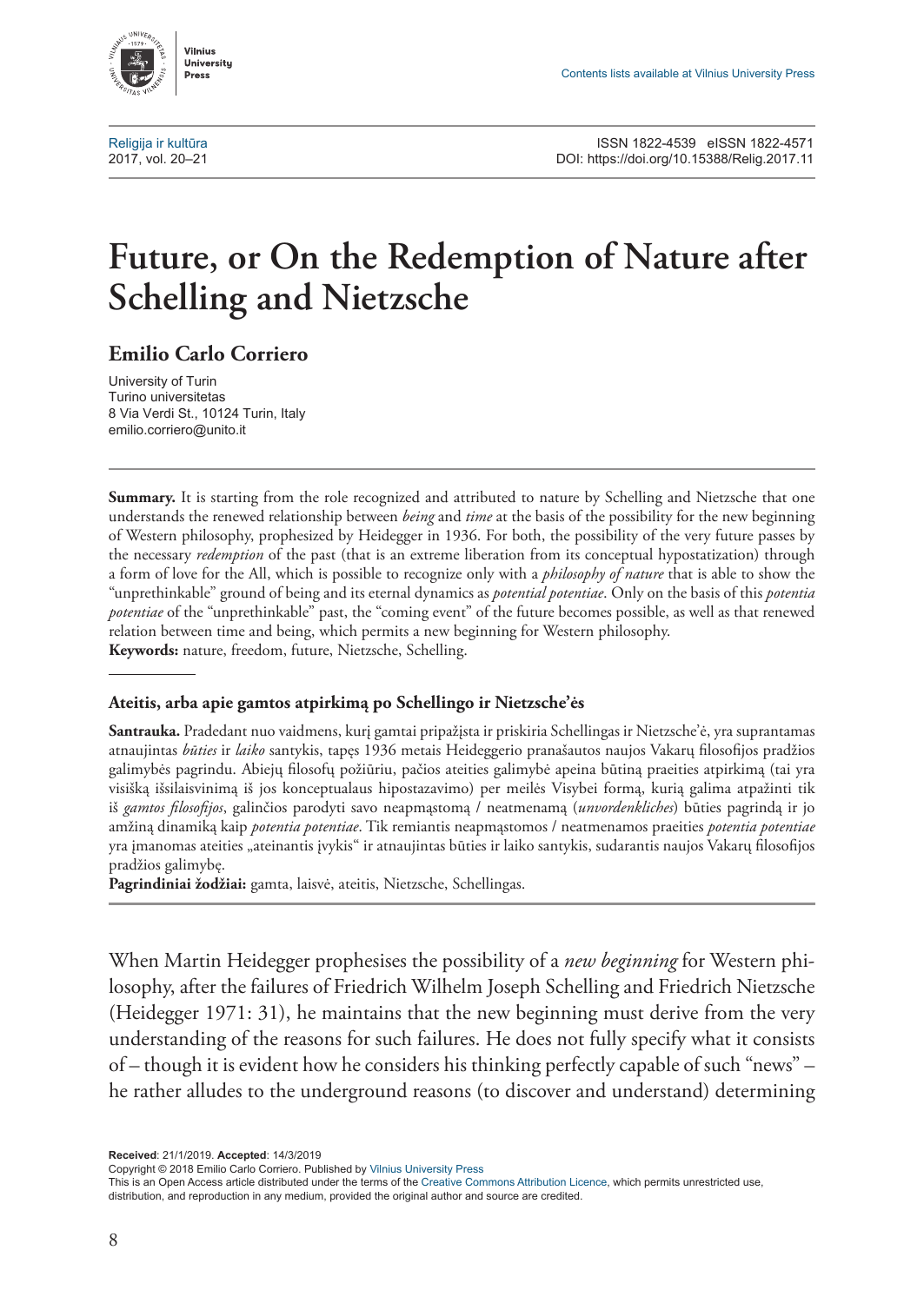Vilnius University Press

Contents lists available at Vilnius University Press

Religija ir kultūra
2017, vol. 20–21

ISSN 1822-4539 eISSN 1822-4571
DOI: https://doi.org/10.15388/Relig.2017.11

# Future, or On the Redemption of Nature after Schelling and Nietzsche

## Emilio Carlo Corriero

University of Turin
Turino universitetas
8 Via Verdi St., 10124 Turin, Italy
emilio.corriero@unito.it

**Summary.** It is starting from the role recognized and attributed to nature by Schelling and Nietzsche that one understands the renewed relationship between *being* and *time* at the basis of the possibility for the new beginning of Western philosophy, prophesized by Heidegger in 1936. For both, the possibility of the very future passes by the necessary *redemption* of the past (that is an extreme liberation from its conceptual hypostatization) through a form of love for the All, which is possible to recognize only with a *philosophy of nature* that is able to show the "unprethinkable" ground of being and its eternal dynamics as *potential potentiae*. Only on the basis of this *potentia potentiae* of the "unprethinkable" past, the "coming event" of the future becomes possible, as well as that renewed relation between time and being, which permits a new beginning for Western philosophy.
**Keywords:** nature, freedom, future, Nietzsche, Schelling.

### Ateitis, arba apie gamtos atpirkimą po Schellingo ir Nietzsche'ės

**Santrauka.** Pradedant nuo vaidmens, kurį gamtai pripažįsta ir priskiria Schellingas ir Nietzsche'ė, yra suprantamas atnaujintas *būties* ir *laiko* santykis, tapęs 1936 metais Heideggerio pranašautos naujos Vakarų filosofijos pradžios galimybės pagrindu. Abiejų filosofų požiūriu, pačios ateities galimybė apeina būtiną praeities atpirkimą (tai yra visišką išsilaisvinimą iš jos konceptualaus hipostazavimo) per meilės Visybei formą, kurią galima atpažinti tik iš *gamtos filosofijos*, galinčios parodyti savo neapmąstomą / neatmenamą (*unvordenkliches*) būties pagrindą ir jo amžiną dinamiką kaip *potentia potentiae*. Tik remiantis neapmąstomos / neatmenamos praeities *potentia potentiae* yra įmanomas ateities „ateinantis įvykis" ir atnaujintas būties ir laiko santykis, sudarantis naujos Vakarų filosofijos pradžios galimybę.
**Pagrindiniai žodžiai:** gamta, laisvė, ateitis, Nietzsche, Schellingas.

When Martin Heidegger prophesises the possibility of a *new beginning* for Western philosophy, after the failures of Friedrich Wilhelm Joseph Schelling and Friedrich Nietzsche (Heidegger 1971: 31), he maintains that the new beginning must derive from the very understanding of the reasons for such failures. He does not fully specify what it consists of – though it is evident how he considers his thinking perfectly capable of such "news" – he rather alludes to the underground reasons (to discover and understand) determining

**Received**: 21/1/2019. **Accepted**: 14/3/2019
Copyright © 2018 Emilio Carlo Corriero. Published by Vilnius University Press
This is an Open Access article distributed under the terms of the Creative Commons Attribution Licence, which permits unrestricted use, distribution, and reproduction in any medium, provided the original author and source are credited.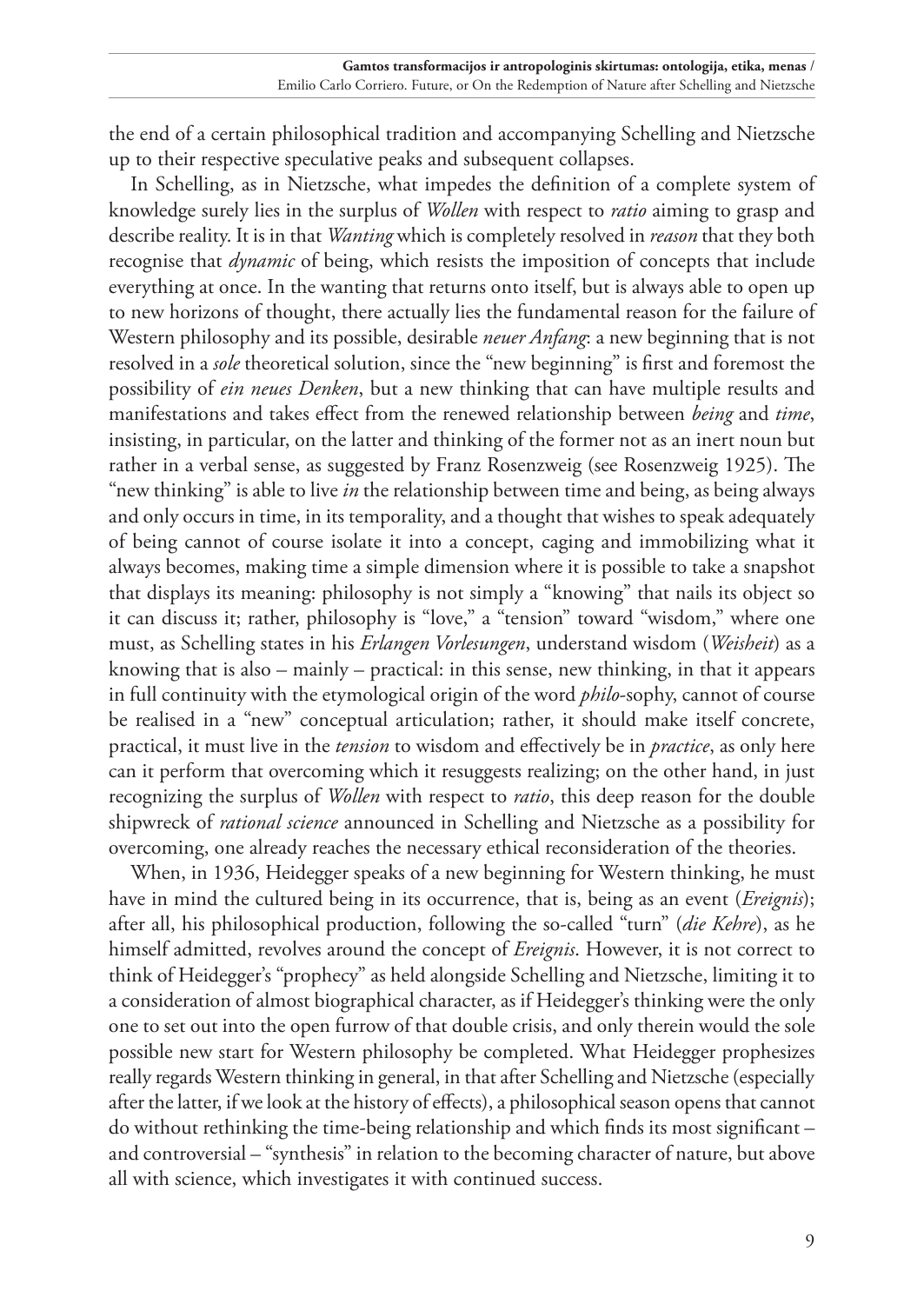the end of a certain philosophical tradition and accompanying Schelling and Nietzsche up to their respective speculative peaks and subsequent collapses.

In Schelling, as in Nietzsche, what impedes the definition of a complete system of knowledge surely lies in the surplus of *Wollen* with respect to *ratio* aiming to grasp and describe reality. It is in that *Wanting* which is completely resolved in *reason* that they both recognise that *dynamic* of being, which resists the imposition of concepts that include everything at once. In the wanting that returns onto itself, but is always able to open up to new horizons of thought, there actually lies the fundamental reason for the failure of Western philosophy and its possible, desirable *neuer Anfang*: a new beginning that is not resolved in a *sole* theoretical solution, since the "new beginning" is first and foremost the possibility of *ein neues Denken*, but a new thinking that can have multiple results and manifestations and takes effect from the renewed relationship between *being* and *time*, insisting, in particular, on the latter and thinking of the former not as an inert noun but rather in a verbal sense, as suggested by Franz Rosenzweig (see Rosenzweig 1925). The "new thinking" is able to live *in* the relationship between time and being, as being always and only occurs in time, in its temporality, and a thought that wishes to speak adequately of being cannot of course isolate it into a concept, caging and immobilizing what it always becomes, making time a simple dimension where it is possible to take a snapshot that displays its meaning: philosophy is not simply a "knowing" that nails its object so it can discuss it; rather, philosophy is "love," a "tension" toward "wisdom," where one must, as Schelling states in his *Erlangen Vorlesungen*, understand wisdom (*Weisheit*) as a knowing that is also – mainly – practical: in this sense, new thinking, in that it appears in full continuity with the etymological origin of the word *philo*-sophy, cannot of course be realised in a "new" conceptual articulation; rather, it should make itself concrete, practical, it must live in the *tension* to wisdom and effectively be in *practice*, as only here can it perform that overcoming which it resuggests realizing; on the other hand, in just recognizing the surplus of *Wollen* with respect to *ratio*, this deep reason for the double shipwreck of *rational science* announced in Schelling and Nietzsche as a possibility for overcoming, one already reaches the necessary ethical reconsideration of the theories.

When, in 1936, Heidegger speaks of a new beginning for Western thinking, he must have in mind the cultured being in its occurrence, that is, being as an event (*Ereignis*); after all, his philosophical production, following the so-called "turn" (*die Kehre*), as he himself admitted, revolves around the concept of *Ereignis*. However, it is not correct to think of Heidegger's "prophecy" as held alongside Schelling and Nietzsche, limiting it to a consideration of almost biographical character, as if Heidegger's thinking were the only one to set out into the open furrow of that double crisis, and only therein would the sole possible new start for Western philosophy be completed. What Heidegger prophesizes really regards Western thinking in general, in that after Schelling and Nietzsche (especially after the latter, if we look at the history of effects), a philosophical season opens that cannot do without rethinking the time-being relationship and which finds its most significant – and controversial – "synthesis" in relation to the becoming character of nature, but above all with science, which investigates it with continued success.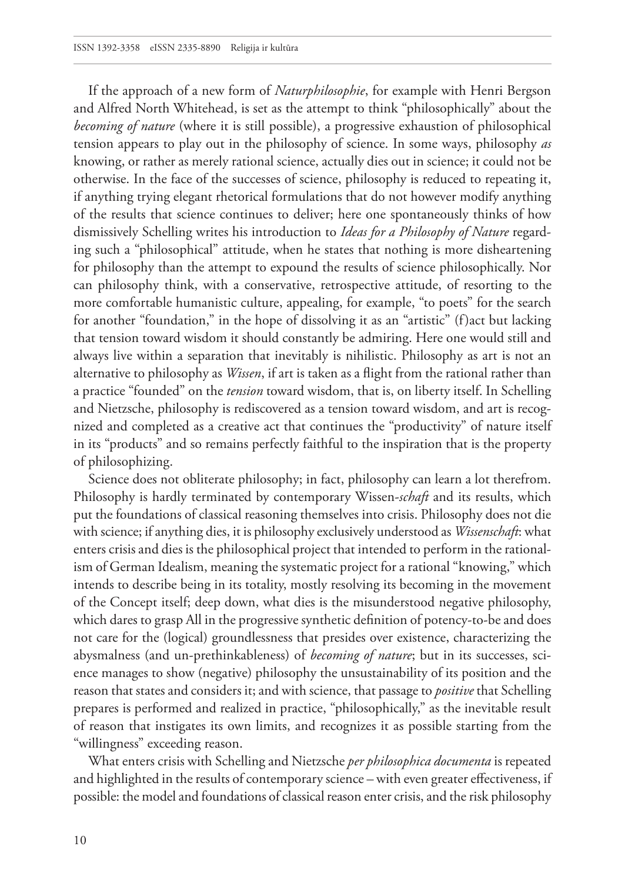If the approach of a new form of *Naturphilosophie*, for example with Henri Bergson and Alfred North Whitehead, is set as the attempt to think "philosophically" about the *becoming of nature* (where it is still possible), a progressive exhaustion of philosophical tension appears to play out in the philosophy of science. In some ways, philosophy *as* knowing, or rather as merely rational science, actually dies out in science; it could not be otherwise. In the face of the successes of science, philosophy is reduced to repeating it, if anything trying elegant rhetorical formulations that do not however modify anything of the results that science continues to deliver; here one spontaneously thinks of how dismissively Schelling writes his introduction to *Ideas for a Philosophy of Nature* regarding such a "philosophical" attitude, when he states that nothing is more disheartening for philosophy than the attempt to expound the results of science philosophically. Nor can philosophy think, with a conservative, retrospective attitude, of resorting to the more comfortable humanistic culture, appealing, for example, "to poets" for the search for another "foundation," in the hope of dissolving it as an "artistic" (f)act but lacking that tension toward wisdom it should constantly be admiring. Here one would still and always live within a separation that inevitably is nihilistic. Philosophy as art is not an alternative to philosophy as *Wissen*, if art is taken as a flight from the rational rather than a practice "founded" on the *tension* toward wisdom, that is, on liberty itself. In Schelling and Nietzsche, philosophy is rediscovered as a tension toward wisdom, and art is recognized and completed as a creative act that continues the "productivity" of nature itself in its "products" and so remains perfectly faithful to the inspiration that is the property of philosophizing.

Science does not obliterate philosophy; in fact, philosophy can learn a lot therefrom. Philosophy is hardly terminated by contemporary Wissen-*schaft* and its results, which put the foundations of classical reasoning themselves into crisis. Philosophy does not die with science; if anything dies, it is philosophy exclusively understood as *Wissenschaft*: what enters crisis and dies is the philosophical project that intended to perform in the rationalism of German Idealism, meaning the systematic project for a rational "knowing," which intends to describe being in its totality, mostly resolving its becoming in the movement of the Concept itself; deep down, what dies is the misunderstood negative philosophy, which dares to grasp All in the progressive synthetic definition of potency-to-be and does not care for the (logical) groundlessness that presides over existence, characterizing the abysmalness (and un-prethinkableness) of *becoming of nature*; but in its successes, science manages to show (negative) philosophy the unsustainability of its position and the reason that states and considers it; and with science, that passage to *positive* that Schelling prepares is performed and realized in practice, "philosophically," as the inevitable result of reason that instigates its own limits, and recognizes it as possible starting from the "willingness" exceeding reason.

What enters crisis with Schelling and Nietzsche *per philosophica documenta* is repeated and highlighted in the results of contemporary science – with even greater effectiveness, if possible: the model and foundations of classical reason enter crisis, and the risk philosophy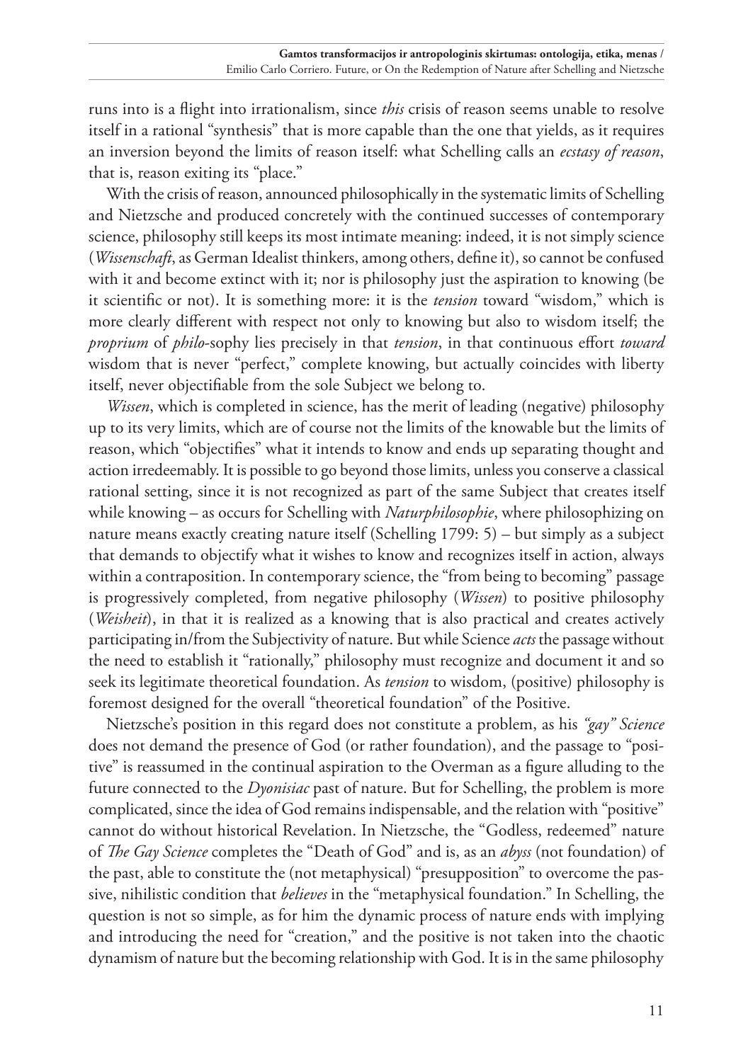runs into is a flight into irrationalism, since *this* crisis of reason seems unable to resolve itself in a rational "synthesis" that is more capable than the one that yields, as it requires an inversion beyond the limits of reason itself: what Schelling calls an *ecstasy of reason*, that is, reason exiting its "place."

With the crisis of reason, announced philosophically in the systematic limits of Schelling and Nietzsche and produced concretely with the continued successes of contemporary science, philosophy still keeps its most intimate meaning: indeed, it is not simply science (*Wissenschaft*, as German Idealist thinkers, among others, define it), so cannot be confused with it and become extinct with it; nor is philosophy just the aspiration to knowing (be it scientific or not). It is something more: it is the *tension* toward "wisdom," which is more clearly different with respect not only to knowing but also to wisdom itself; the *proprium* of *philo*-sophy lies precisely in that *tension*, in that continuous effort *toward* wisdom that is never "perfect," complete knowing, but actually coincides with liberty itself, never objectifiable from the sole Subject we belong to.

*Wissen*, which is completed in science, has the merit of leading (negative) philosophy up to its very limits, which are of course not the limits of the knowable but the limits of reason, which "objectifies" what it intends to know and ends up separating thought and action irredeemably. It is possible to go beyond those limits, unless you conserve a classical rational setting, since it is not recognized as part of the same Subject that creates itself while knowing – as occurs for Schelling with *Naturphilosophie*, where philosophizing on nature means exactly creating nature itself (Schelling 1799: 5) – but simply as a subject that demands to objectify what it wishes to know and recognizes itself in action, always within a contraposition. In contemporary science, the "from being to becoming" passage is progressively completed, from negative philosophy (*Wissen*) to positive philosophy (*Weisheit*), in that it is realized as a knowing that is also practical and creates actively participating in/from the Subjectivity of nature. But while Science *acts* the passage without the need to establish it "rationally," philosophy must recognize and document it and so seek its legitimate theoretical foundation. As *tension* to wisdom, (positive) philosophy is foremost designed for the overall "theoretical foundation" of the Positive.

Nietzsche's position in this regard does not constitute a problem, as his *"gay" Science* does not demand the presence of God (or rather foundation), and the passage to "positive" is reassumed in the continual aspiration to the Overman as a figure alluding to the future connected to the *Dyonisiac* past of nature. But for Schelling, the problem is more complicated, since the idea of God remains indispensable, and the relation with "positive" cannot do without historical Revelation. In Nietzsche, the "Godless, redeemed" nature of *The Gay Science* completes the "Death of God" and is, as an *abyss* (not foundation) of the past, able to constitute the (not metaphysical) "presupposition" to overcome the passive, nihilistic condition that *believes* in the "metaphysical foundation." In Schelling, the question is not so simple, as for him the dynamic process of nature ends with implying and introducing the need for "creation," and the positive is not taken into the chaotic dynamism of nature but the becoming relationship with God. It is in the same philosophy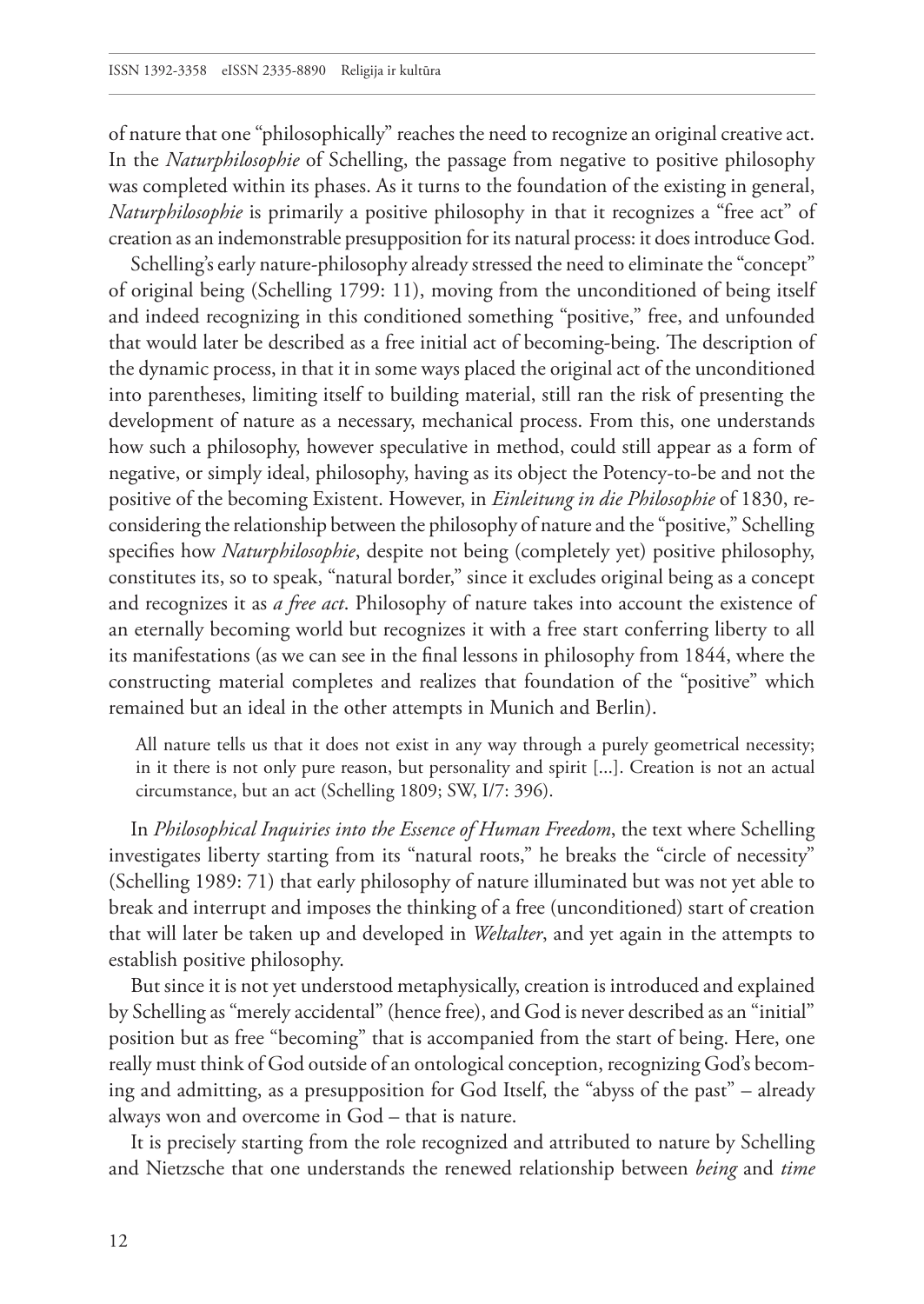of nature that one "philosophically" reaches the need to recognize an original creative act. In the *Naturphilosophie* of Schelling, the passage from negative to positive philosophy was completed within its phases. As it turns to the foundation of the existing in general, *Naturphilosophie* is primarily a positive philosophy in that it recognizes a "free act" of creation as an indemonstrable presupposition for its natural process: it does introduce God.

Schelling's early nature-philosophy already stressed the need to eliminate the "concept" of original being (Schelling 1799: 11), moving from the unconditioned of being itself and indeed recognizing in this conditioned something "positive," free, and unfounded that would later be described as a free initial act of becoming-being. The description of the dynamic process, in that it in some ways placed the original act of the unconditioned into parentheses, limiting itself to building material, still ran the risk of presenting the development of nature as a necessary, mechanical process. From this, one understands how such a philosophy, however speculative in method, could still appear as a form of negative, or simply ideal, philosophy, having as its object the Potency-to-be and not the positive of the becoming Existent. However, in *Einleitung in die Philosophie* of 1830, reconsidering the relationship between the philosophy of nature and the "positive," Schelling specifies how *Naturphilosophie*, despite not being (completely yet) positive philosophy, constitutes its, so to speak, "natural border," since it excludes original being as a concept and recognizes it as *a free act*. Philosophy of nature takes into account the existence of an eternally becoming world but recognizes it with a free start conferring liberty to all its manifestations (as we can see in the final lessons in philosophy from 1844, where the constructing material completes and realizes that foundation of the "positive" which remained but an ideal in the other attempts in Munich and Berlin).

> All nature tells us that it does not exist in any way through a purely geometrical necessity; in it there is not only pure reason, but personality and spirit [...]. Creation is not an actual circumstance, but an act (Schelling 1809; SW, I/7: 396).

In *Philosophical Inquiries into the Essence of Human Freedom*, the text where Schelling investigates liberty starting from its "natural roots," he breaks the "circle of necessity" (Schelling 1989: 71) that early philosophy of nature illuminated but was not yet able to break and interrupt and imposes the thinking of a free (unconditioned) start of creation that will later be taken up and developed in *Weltalter*, and yet again in the attempts to establish positive philosophy.

But since it is not yet understood metaphysically, creation is introduced and explained by Schelling as "merely accidental" (hence free), and God is never described as an "initial" position but as free "becoming" that is accompanied from the start of being. Here, one really must think of God outside of an ontological conception, recognizing God's becoming and admitting, as a presupposition for God Itself, the "abyss of the past" – already always won and overcome in God – that is nature.

It is precisely starting from the role recognized and attributed to nature by Schelling and Nietzsche that one understands the renewed relationship between *being* and *time*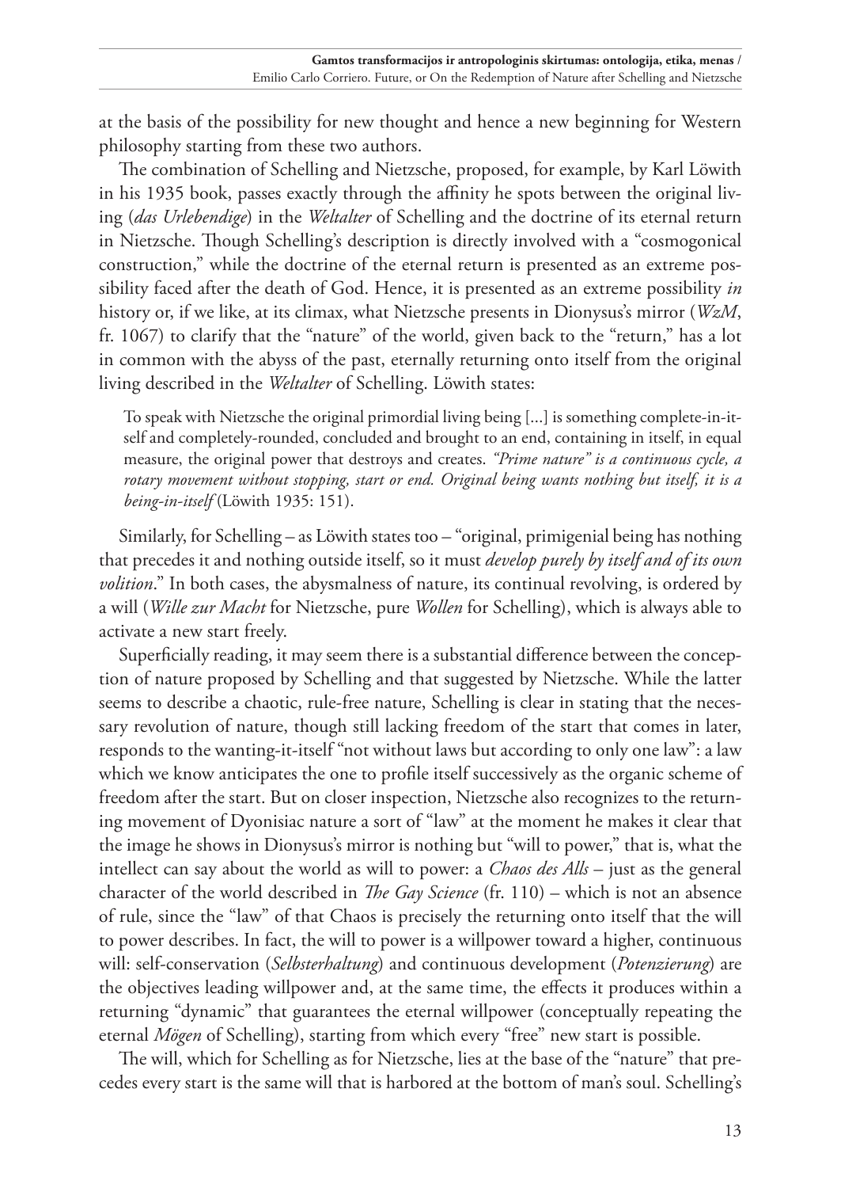at the basis of the possibility for new thought and hence a new beginning for Western philosophy starting from these two authors.

The combination of Schelling and Nietzsche, proposed, for example, by Karl Löwith in his 1935 book, passes exactly through the affinity he spots between the original living (*das Urlebendige*) in the *Weltalter* of Schelling and the doctrine of its eternal return in Nietzsche. Though Schelling's description is directly involved with a "cosmogonical construction," while the doctrine of the eternal return is presented as an extreme possibility faced after the death of God. Hence, it is presented as an extreme possibility *in* history or, if we like, at its climax, what Nietzsche presents in Dionysus's mirror (*WzM*, fr. 1067) to clarify that the "nature" of the world, given back to the "return," has a lot in common with the abyss of the past, eternally returning onto itself from the original living described in the *Weltalter* of Schelling. Löwith states:

> To speak with Nietzsche the original primordial living being [...] is something complete-in-itself and completely-rounded, concluded and brought to an end, containing in itself, in equal measure, the original power that destroys and creates. *"Prime nature" is a continuous cycle, a rotary movement without stopping, start or end. Original being wants nothing but itself, it is a being-in-itself* (Löwith 1935: 151).

Similarly, for Schelling – as Löwith states too – "original, primigenial being has nothing that precedes it and nothing outside itself, so it must *develop purely by itself and of its own volition*." In both cases, the abysmalness of nature, its continual revolving, is ordered by a will (*Wille zur Macht* for Nietzsche, pure *Wollen* for Schelling), which is always able to activate a new start freely.

Superficially reading, it may seem there is a substantial difference between the conception of nature proposed by Schelling and that suggested by Nietzsche. While the latter seems to describe a chaotic, rule-free nature, Schelling is clear in stating that the necessary revolution of nature, though still lacking freedom of the start that comes in later, responds to the wanting-it-itself "not without laws but according to only one law": a law which we know anticipates the one to profile itself successively as the organic scheme of freedom after the start. But on closer inspection, Nietzsche also recognizes to the returning movement of Dyonisiac nature a sort of "law" at the moment he makes it clear that the image he shows in Dionysus's mirror is nothing but "will to power," that is, what the intellect can say about the world as will to power: a *Chaos des Alls* – just as the general character of the world described in *The Gay Science* (fr. 110) – which is not an absence of rule, since the "law" of that Chaos is precisely the returning onto itself that the will to power describes. In fact, the will to power is a willpower toward a higher, continuous will: self-conservation (*Selbsterhaltung*) and continuous development (*Potenzierung*) are the objectives leading willpower and, at the same time, the effects it produces within a returning "dynamic" that guarantees the eternal willpower (conceptually repeating the eternal *Mögen* of Schelling), starting from which every "free" new start is possible.

The will, which for Schelling as for Nietzsche, lies at the base of the "nature" that precedes every start is the same will that is harbored at the bottom of man's soul. Schelling's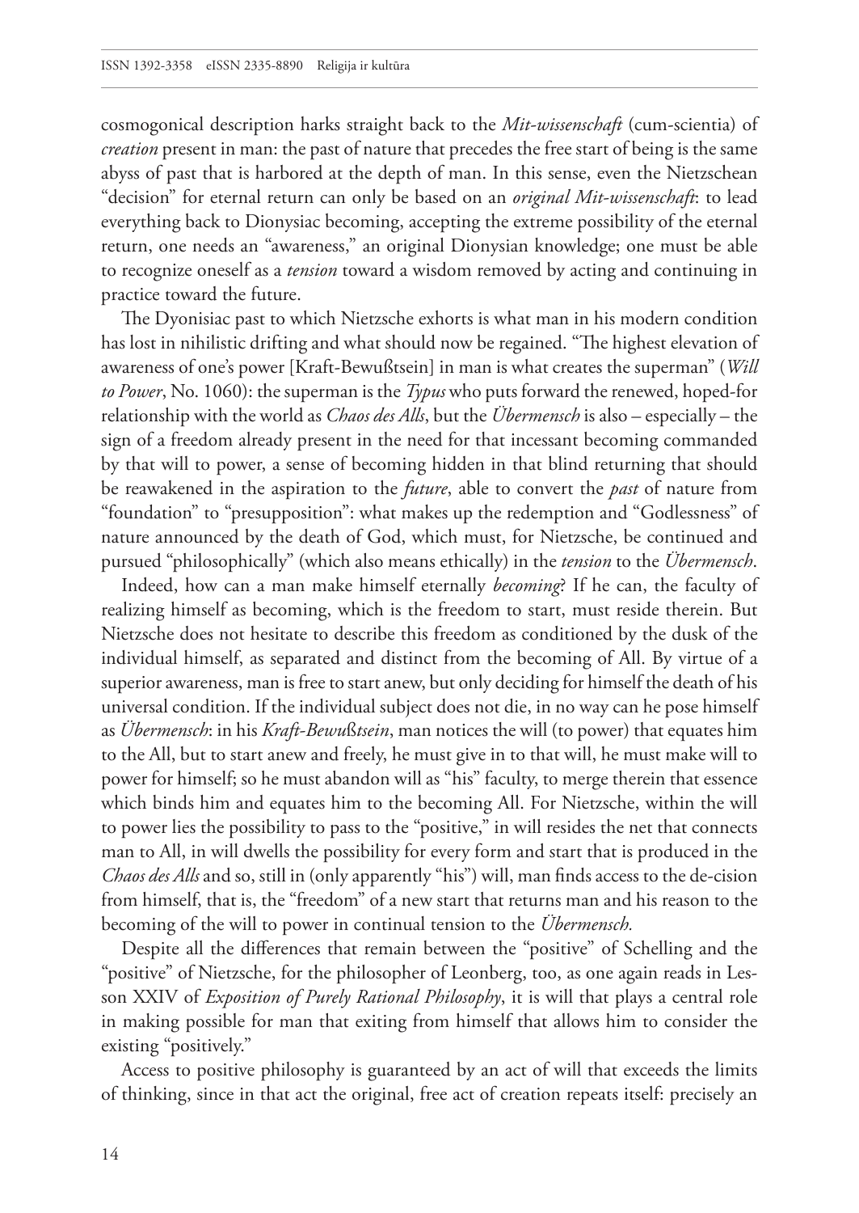cosmogonical description harks straight back to the *Mit-wissenschaft* (cum-scientia) of *creation* present in man: the past of nature that precedes the free start of being is the same abyss of past that is harbored at the depth of man. In this sense, even the Nietzschean "decision" for eternal return can only be based on an *original Mit-wissenschaft*: to lead everything back to Dionysiac becoming, accepting the extreme possibility of the eternal return, one needs an "awareness," an original Dionysian knowledge; one must be able to recognize oneself as a *tension* toward a wisdom removed by acting and continuing in practice toward the future.

The Dyonisiac past to which Nietzsche exhorts is what man in his modern condition has lost in nihilistic drifting and what should now be regained. "The highest elevation of awareness of one's power [Kraft-Bewußtsein] in man is what creates the superman" (*Will to Power*, No. 1060): the superman is the *Typus* who puts forward the renewed, hoped-for relationship with the world as *Chaos des Alls*, but the *Übermensch* is also – especially – the sign of a freedom already present in the need for that incessant becoming commanded by that will to power, a sense of becoming hidden in that blind returning that should be reawakened in the aspiration to the *future*, able to convert the *past* of nature from "foundation" to "presupposition": what makes up the redemption and "Godlessness" of nature announced by the death of God, which must, for Nietzsche, be continued and pursued "philosophically" (which also means ethically) in the *tension* to the *Übermensch*.

Indeed, how can a man make himself eternally *becoming*? If he can, the faculty of realizing himself as becoming, which is the freedom to start, must reside therein. But Nietzsche does not hesitate to describe this freedom as conditioned by the dusk of the individual himself, as separated and distinct from the becoming of All. By virtue of a superior awareness, man is free to start anew, but only deciding for himself the death of his universal condition. If the individual subject does not die, in no way can he pose himself as *Übermensch*: in his *Kraft-Bewußtsein*, man notices the will (to power) that equates him to the All, but to start anew and freely, he must give in to that will, he must make will to power for himself; so he must abandon will as "his" faculty, to merge therein that essence which binds him and equates him to the becoming All. For Nietzsche, within the will to power lies the possibility to pass to the "positive," in will resides the net that connects man to All, in will dwells the possibility for every form and start that is produced in the *Chaos des Alls* and so, still in (only apparently "his") will, man finds access to the de-cision from himself, that is, the "freedom" of a new start that returns man and his reason to the becoming of the will to power in continual tension to the *Übermensch.*

Despite all the differences that remain between the "positive" of Schelling and the "positive" of Nietzsche, for the philosopher of Leonberg, too, as one again reads in Lesson XXIV of *Exposition of Purely Rational Philosophy*, it is will that plays a central role in making possible for man that exiting from himself that allows him to consider the existing "positively."

Access to positive philosophy is guaranteed by an act of will that exceeds the limits of thinking, since in that act the original, free act of creation repeats itself: precisely an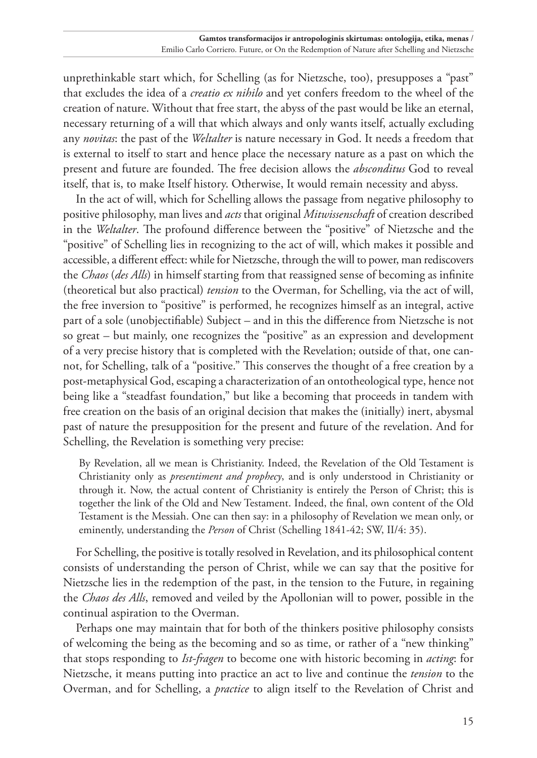unprethinkable start which, for Schelling (as for Nietzsche, too), presupposes a "past" that excludes the idea of a *creatio ex nihilo* and yet confers freedom to the wheel of the creation of nature. Without that free start, the abyss of the past would be like an eternal, necessary returning of a will that which always and only wants itself, actually excluding any *novitas*: the past of the *Weltalter* is nature necessary in God. It needs a freedom that is external to itself to start and hence place the necessary nature as a past on which the present and future are founded. The free decision allows the *absconditus* God to reveal itself, that is, to make Itself history. Otherwise, It would remain necessity and abyss.

In the act of will, which for Schelling allows the passage from negative philosophy to positive philosophy, man lives and *acts* that original *Mitwissenschaft* of creation described in the *Weltalter*. The profound difference between the "positive" of Nietzsche and the "positive" of Schelling lies in recognizing to the act of will, which makes it possible and accessible, a different effect: while for Nietzsche, through the will to power, man rediscovers the *Chaos* (*des Alls*) in himself starting from that reassigned sense of becoming as infinite (theoretical but also practical) *tension* to the Overman, for Schelling, via the act of will, the free inversion to "positive" is performed, he recognizes himself as an integral, active part of a sole (unobjectifiable) Subject – and in this the difference from Nietzsche is not so great – but mainly, one recognizes the "positive" as an expression and development of a very precise history that is completed with the Revelation; outside of that, one cannot, for Schelling, talk of a "positive." This conserves the thought of a free creation by a post-metaphysical God, escaping a characterization of an ontotheological type, hence not being like a "steadfast foundation," but like a becoming that proceeds in tandem with free creation on the basis of an original decision that makes the (initially) inert, abysmal past of nature the presupposition for the present and future of the revelation. And for Schelling, the Revelation is something very precise:

> By Revelation, all we mean is Christianity. Indeed, the Revelation of the Old Testament is Christianity only as *presentiment and prophecy*, and is only understood in Christianity or through it. Now, the actual content of Christianity is entirely the Person of Christ; this is together the link of the Old and New Testament. Indeed, the final, own content of the Old Testament is the Messiah. One can then say: in a philosophy of Revelation we mean only, or eminently, understanding the *Person* of Christ (Schelling 1841-42; SW, II/4: 35).

For Schelling, the positive is totally resolved in Revelation, and its philosophical content consists of understanding the person of Christ, while we can say that the positive for Nietzsche lies in the redemption of the past, in the tension to the Future, in regaining the *Chaos des Alls*, removed and veiled by the Apollonian will to power, possible in the continual aspiration to the Overman.

Perhaps one may maintain that for both of the thinkers positive philosophy consists of welcoming the being as the becoming and so as time, or rather of a "new thinking" that stops responding to *Ist-fragen* to become one with historic becoming in *acting*: for Nietzsche, it means putting into practice an act to live and continue the *tension* to the Overman, and for Schelling, a *practice* to align itself to the Revelation of Christ and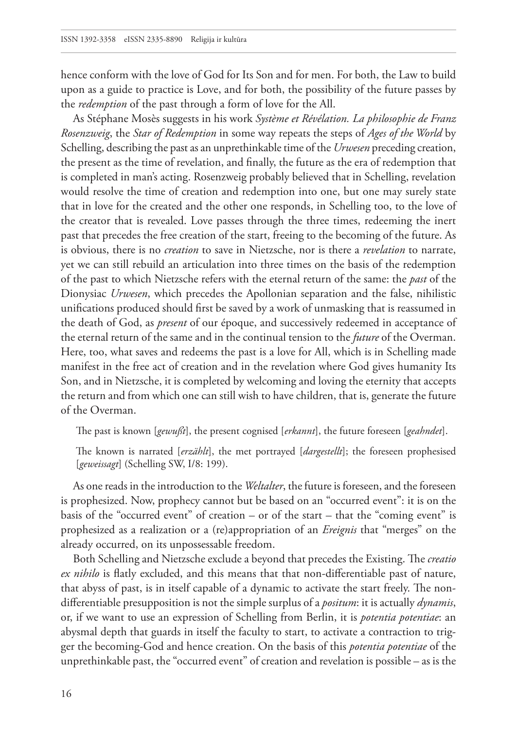hence conform with the love of God for Its Son and for men. For both, the Law to build upon as a guide to practice is Love, and for both, the possibility of the future passes by the *redemption* of the past through a form of love for the All.

As Stéphane Mosès suggests in his work *Système et Révélation. La philosophie de Franz Rosenzweig*, the *Star of Redemption* in some way repeats the steps of *Ages of the World* by Schelling, describing the past as an unprethinkable time of the *Urwesen* preceding creation, the present as the time of revelation, and finally, the future as the era of redemption that is completed in man's acting. Rosenzweig probably believed that in Schelling, revelation would resolve the time of creation and redemption into one, but one may surely state that in love for the created and the other one responds, in Schelling too, to the love of the creator that is revealed. Love passes through the three times, redeeming the inert past that precedes the free creation of the start, freeing to the becoming of the future. As is obvious, there is no *creation* to save in Nietzsche, nor is there a *revelation* to narrate, yet we can still rebuild an articulation into three times on the basis of the redemption of the past to which Nietzsche refers with the eternal return of the same: the *past* of the Dionysiac *Urwesen*, which precedes the Apollonian separation and the false, nihilistic unifications produced should first be saved by a work of unmasking that is reassumed in the death of God, as *present* of our époque, and successively redeemed in acceptance of the eternal return of the same and in the continual tension to the *future* of the Overman. Here, too, what saves and redeems the past is a love for All, which is in Schelling made manifest in the free act of creation and in the revelation where God gives humanity Its Son, and in Nietzsche, it is completed by welcoming and loving the eternity that accepts the return and from which one can still wish to have children, that is, generate the future of the Overman.

> The past is known [*gewußt*], the present cognised [*erkannt*], the future foreseen [*geahndet*].
>
> The known is narrated [*erzählt*], the met portrayed [*dargestellt*]; the foreseen prophesised [*geweissagt*] (Schelling SW, I/8: 199).

As one reads in the introduction to the *Weltalter*, the future is foreseen, and the foreseen is prophesized. Now, prophecy cannot but be based on an "occurred event": it is on the basis of the "occurred event" of creation – or of the start – that the "coming event" is prophesized as a realization or a (re)appropriation of an *Ereignis* that "merges" on the already occurred, on its unpossessable freedom.

Both Schelling and Nietzsche exclude a beyond that precedes the Existing. The *creatio ex nihilo* is flatly excluded, and this means that that non-differentiable past of nature, that abyss of past, is in itself capable of a dynamic to activate the start freely. The non-differentiable presupposition is not the simple surplus of a *positum*: it is actually *dynamis*, or, if we want to use an expression of Schelling from Berlin, it is *potentia potentiae*: an abysmal depth that guards in itself the faculty to start, to activate a contraction to trigger the becoming-God and hence creation. On the basis of this *potentia potentiae* of the unprethinkable past, the "occurred event" of creation and revelation is possible – as is the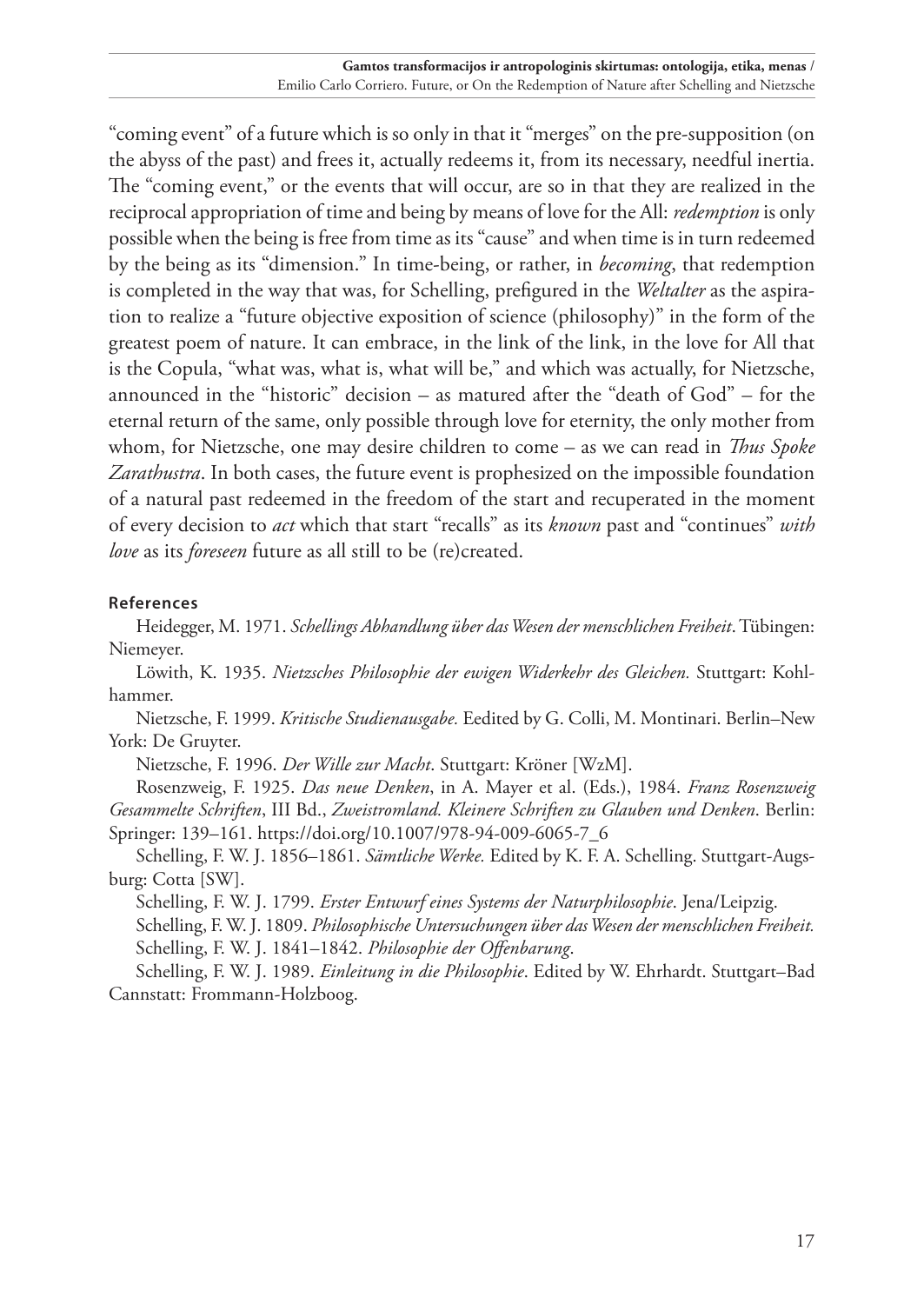"coming event" of a future which is so only in that it "merges" on the pre-supposition (on the abyss of the past) and frees it, actually redeems it, from its necessary, needful inertia. The "coming event," or the events that will occur, are so in that they are realized in the reciprocal appropriation of time and being by means of love for the All: *redemption* is only possible when the being is free from time as its "cause" and when time is in turn redeemed by the being as its "dimension." In time-being, or rather, in *becoming*, that redemption is completed in the way that was, for Schelling, prefigured in the *Weltalter* as the aspiration to realize a "future objective exposition of science (philosophy)" in the form of the greatest poem of nature. It can embrace, in the link of the link, in the love for All that is the Copula, "what was, what is, what will be," and which was actually, for Nietzsche, announced in the "historic" decision – as matured after the "death of God" – for the eternal return of the same, only possible through love for eternity, the only mother from whom, for Nietzsche, one may desire children to come – as we can read in *Thus Spoke Zarathustra*. In both cases, the future event is prophesized on the impossible foundation of a natural past redeemed in the freedom of the start and recuperated in the moment of every decision to *act* which that start "recalls" as its *known* past and "continues" *with love* as its *foreseen* future as all still to be (re)created.

#### References

Heidegger, M. 1971. *Schellings Abhandlung über das Wesen der menschlichen Freiheit*. Tübingen: Niemeyer.

Löwith, K. 1935. *Nietzsches Philosophie der ewigen Widerkehr des Gleichen.* Stuttgart: Kohlhammer.

Nietzsche, F. 1999. *Kritische Studienausgabe.* Eedited by G. Colli, M. Montinari. Berlin–New York: De Gruyter.

Nietzsche, F. 1996. *Der Wille zur Macht*. Stuttgart: Kröner [WzM].

Rosenzweig, F. 1925. *Das neue Denken*, in A. Mayer et al. (Eds.), 1984. *Franz Rosenzweig Gesammelte Schriften*, III Bd., *Zweistromland. Kleinere Schriften zu Glauben und Denken*. Berlin: Springer: 139–161. https://doi.org/10.1007/978-94-009-6065-7_6

Schelling, F. W. J. 1856–1861. *Sämtliche Werke.* Edited by K. F. A. Schelling. Stuttgart-Augsburg: Cotta [SW].

Schelling, F. W. J. 1799. *Erster Entwurf eines Systems der Naturphilosophie*. Jena/Leipzig.

Schelling, F. W. J. 1809. *Philosophische Untersuchungen über das Wesen der menschlichen Freiheit.*

Schelling, F. W. J. 1841–1842. *Philosophie der Offenbarung*.

Schelling, F. W. J. 1989. *Einleitung in die Philosophie*. Edited by W. Ehrhardt. Stuttgart–Bad Cannstatt: Frommann-Holzboog.